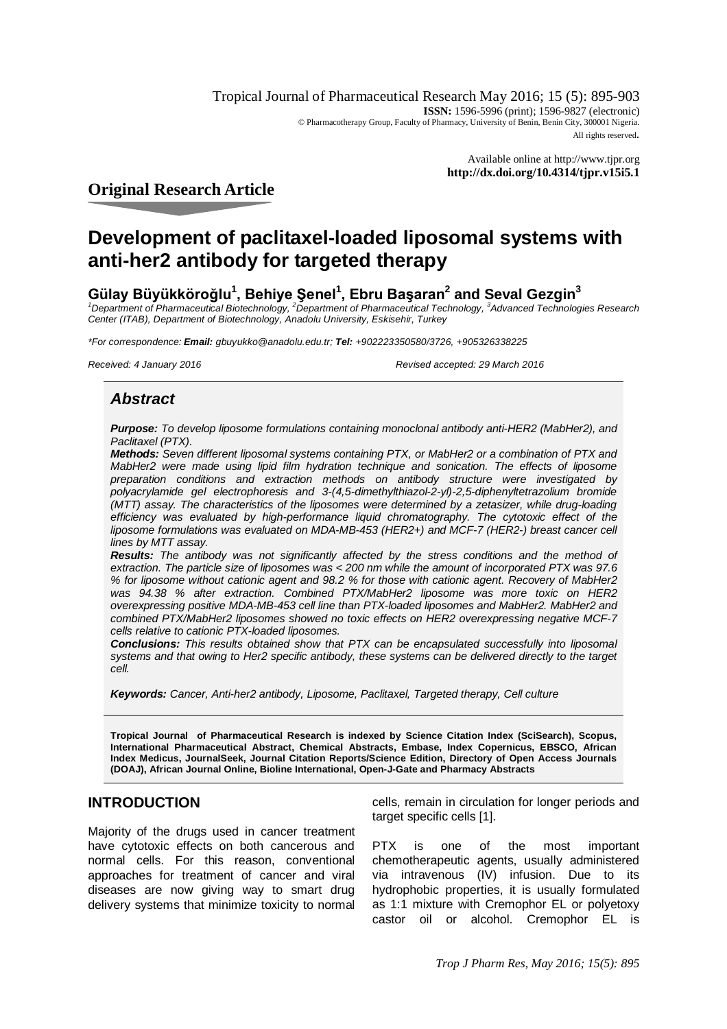Tropical Journal of Pharmaceutical Research May 2016; 15 (5): 895-903
**ISSN:** 1596-5996 (print); 1596-9827 (electronic)
© Pharmacotherapy Group, Faculty of Pharmacy, University of Benin, Benin City, 300001 Nigeria.
All rights reserved.

Available online at http://www.tjpr.org
**http://dx.doi.org/10.4314/tjpr.v15i5.1**

## Original Research Article

# Development of paclitaxel-loaded liposomal systems with anti-her2 antibody for targeted therapy

**Gülay Büyükköroğlu[1], Behiye Şenel[1], Ebru Başaran[2] and Seval Gezgin[3]**

*[1]Department of Pharmaceutical Biotechnology, [2]Department of Pharmaceutical Technology, [3]Advanced Technologies Research Center (ITAB), Department of Biotechnology, Anadolu University, Eskisehir, Turkey*

*\*For correspondence: **Email:** gbuyukko@anadolu.edu.tr; **Tel:** +902223350580/3726, +905326338225*

*Received: 4 January 2016* *Revised accepted: 29 March 2016*

## *Abstract*

***Purpose:*** *To develop liposome formulations containing monoclonal antibody anti-HER2 (MabHer2), and Paclitaxel (PTX).*

***Methods:*** *Seven different liposomal systems containing PTX, or MabHer2 or a combination of PTX and MabHer2 were made using lipid film hydration technique and sonication. The effects of liposome preparation conditions and extraction methods on antibody structure were investigated by polyacrylamide gel electrophoresis and 3-(4,5-dimethylthiazol-2-yl)-2,5-diphenyltetrazolium bromide (MTT) assay. The characteristics of the liposomes were determined by a zetasizer, while drug-loading efficiency was evaluated by high-performance liquid chromatography. The cytotoxic effect of the liposome formulations was evaluated on MDA-MB-453 (HER2+) and MCF-7 (HER2-) breast cancer cell lines by MTT assay.*

***Results:*** *The antibody was not significantly affected by the stress conditions and the method of extraction. The particle size of liposomes was < 200 nm while the amount of incorporated PTX was 97.6 % for liposome without cationic agent and 98.2 % for those with cationic agent. Recovery of MabHer2 was 94.38 % after extraction. Combined PTX/MabHer2 liposome was more toxic on HER2 overexpressing positive MDA-MB-453 cell line than PTX-loaded liposomes and MabHer2. MabHer2 and combined PTX/MabHer2 liposomes showed no toxic effects on HER2 overexpressing negative MCF-7 cells relative to cationic PTX-loaded liposomes.*

***Conclusions:*** *This results obtained show that PTX can be encapsulated successfully into liposomal systems and that owing to Her2 specific antibody, these systems can be delivered directly to the target cell.*

***Keywords:*** *Cancer, Anti-her2 antibody, Liposome, Paclitaxel, Targeted therapy, Cell culture*

**Tropical Journal of Pharmaceutical Research is indexed by Science Citation Index (SciSearch), Scopus, International Pharmaceutical Abstract, Chemical Abstracts, Embase, Index Copernicus, EBSCO, African Index Medicus, JournalSeek, Journal Citation Reports/Science Edition, Directory of Open Access Journals (DOAJ), African Journal Online, Bioline International, Open-J-Gate and Pharmacy Abstracts**

## INTRODUCTION

Majority of the drugs used in cancer treatment have cytotoxic effects on both cancerous and normal cells. For this reason, conventional approaches for treatment of cancer and viral diseases are now giving way to smart drug delivery systems that minimize toxicity to normal cells, remain in circulation for longer periods and target specific cells [1].

PTX is one of the most important chemotherapeutic agents, usually administered via intravenous (IV) infusion. Due to its hydrophobic properties, it is usually formulated as 1:1 mixture with Cremophor EL or polyetoxy castor oil or alcohol. Cremophor EL is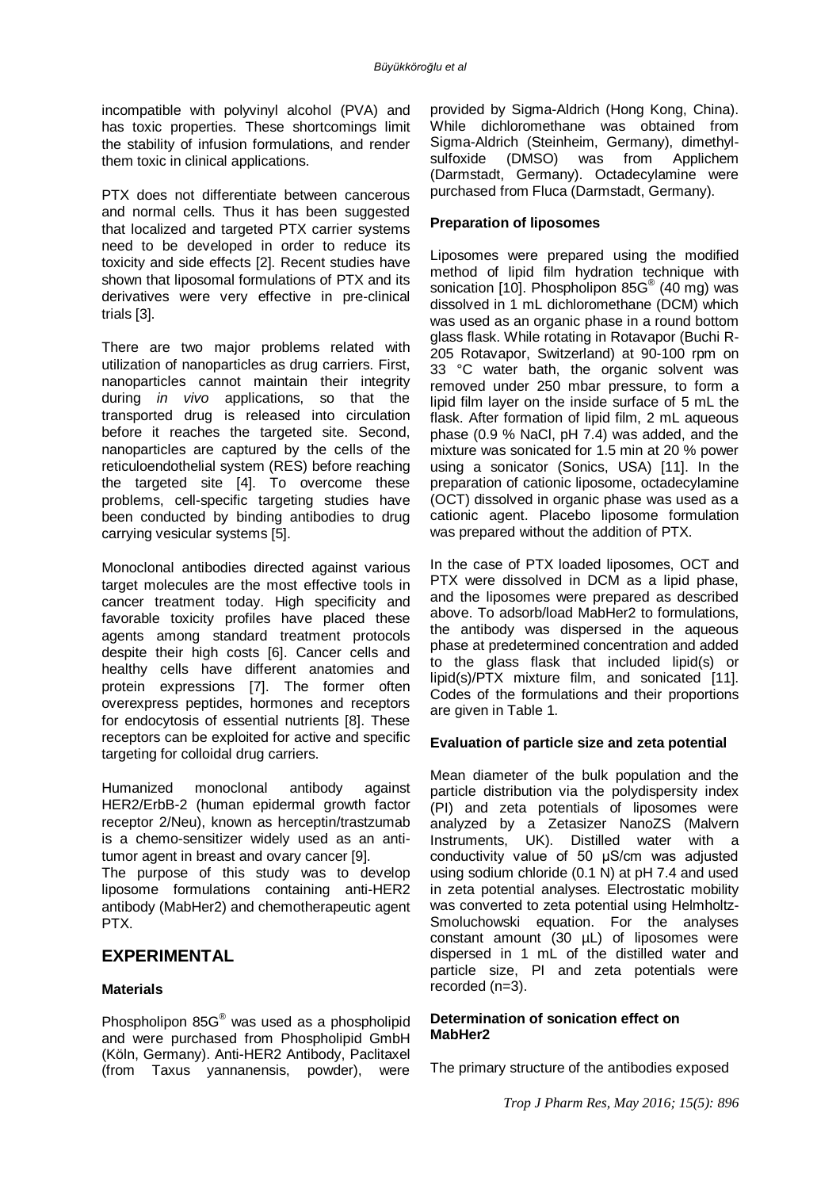incompatible with polyvinyl alcohol (PVA) and has toxic properties. These shortcomings limit the stability of infusion formulations, and render them toxic in clinical applications.

PTX does not differentiate between cancerous and normal cells. Thus it has been suggested that localized and targeted PTX carrier systems need to be developed in order to reduce its toxicity and side effects [2]. Recent studies have shown that liposomal formulations of PTX and its derivatives were very effective in pre-clinical trials [3].

There are two major problems related with utilization of nanoparticles as drug carriers. First, nanoparticles cannot maintain their integrity during *in vivo* applications, so that the transported drug is released into circulation before it reaches the targeted site. Second, nanoparticles are captured by the cells of the reticuloendothelial system (RES) before reaching the targeted site [4]. To overcome these problems, cell-specific targeting studies have been conducted by binding antibodies to drug carrying vesicular systems [5].

Monoclonal antibodies directed against various target molecules are the most effective tools in cancer treatment today. High specificity and favorable toxicity profiles have placed these agents among standard treatment protocols despite their high costs [6]. Cancer cells and healthy cells have different anatomies and protein expressions [7]. The former often overexpress peptides, hormones and receptors for endocytosis of essential nutrients [8]. These receptors can be exploited for active and specific targeting for colloidal drug carriers.

Humanized monoclonal antibody against HER2/ErbB-2 (human epidermal growth factor receptor 2/Neu), known as herceptin/trastzumab is a chemo-sensitizer widely used as an anti-tumor agent in breast and ovary cancer [9].
The purpose of this study was to develop liposome formulations containing anti-HER2 antibody (MabHer2) and chemotherapeutic agent PTX.

## EXPERIMENTAL

### Materials

Phospholipon 85G® was used as a phospholipid and were purchased from Phospholipid GmbH (Köln, Germany). Anti-HER2 Antibody, Paclitaxel (from Taxus yannanensis, powder), were provided by Sigma-Aldrich (Hong Kong, China). While dichloromethane was obtained from Sigma-Aldrich (Steinheim, Germany), dimethyl-sulfoxide (DMSO) was from Applichem (Darmstadt, Germany). Octadecylamine were purchased from Fluca (Darmstadt, Germany).

### Preparation of liposomes

Liposomes were prepared using the modified method of lipid film hydration technique with sonication [10]. Phospholipon 85G® (40 mg) was dissolved in 1 mL dichloromethane (DCM) which was used as an organic phase in a round bottom glass flask. While rotating in Rotavapor (Buchi R-205 Rotavapor, Switzerland) at 90-100 rpm on 33 °C water bath, the organic solvent was removed under 250 mbar pressure, to form a lipid film layer on the inside surface of 5 mL the flask. After formation of lipid film, 2 mL aqueous phase (0.9 % NaCl, pH 7.4) was added, and the mixture was sonicated for 1.5 min at 20 % power using a sonicator (Sonics, USA) [11]. In the preparation of cationic liposome, octadecylamine (OCT) dissolved in organic phase was used as a cationic agent. Placebo liposome formulation was prepared without the addition of PTX.

In the case of PTX loaded liposomes, OCT and PTX were dissolved in DCM as a lipid phase, and the liposomes were prepared as described above. To adsorb/load MabHer2 to formulations, the antibody was dispersed in the aqueous phase at predetermined concentration and added to the glass flask that included lipid(s) or lipid(s)/PTX mixture film, and sonicated [11]. Codes of the formulations and their proportions are given in Table 1.

### Evaluation of particle size and zeta potential

Mean diameter of the bulk population and the particle distribution via the polydispersity index (PI) and zeta potentials of liposomes were analyzed by a Zetasizer NanoZS (Malvern Instruments, UK). Distilled water with a conductivity value of 50 µS/cm was adjusted using sodium chloride (0.1 N) at pH 7.4 and used in zeta potential analyses. Electrostatic mobility was converted to zeta potential using Helmholtz-Smoluchowski equation. For the analyses constant amount (30 µL) of liposomes were dispersed in 1 mL of the distilled water and particle size, PI and zeta potentials were recorded (n=3).

### Determination of sonication effect on MabHer2

The primary structure of the antibodies exposed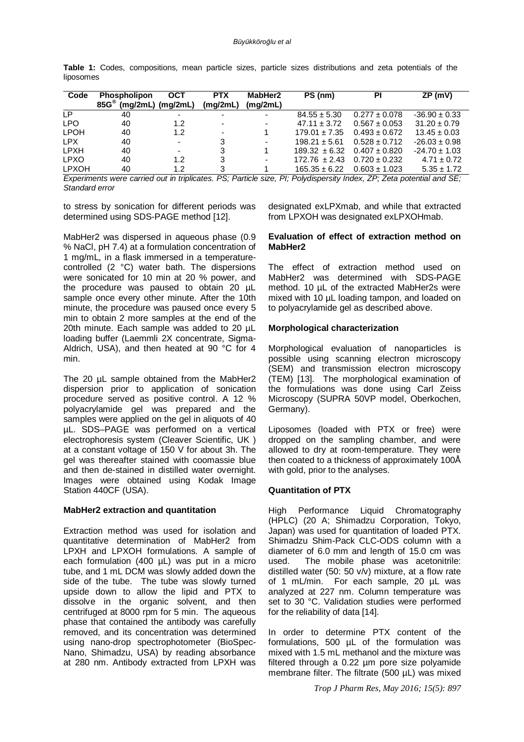**Table 1:** Codes, compositions, mean particle sizes, particle sizes distributions and zeta potentials of the liposomes

| Code | Phospholipon 85G® (mg/2mL) | OCT (mg/2mL) | PTX (mg/2mL) | MabHer2 (mg/2mL) | PS (nm) | PI | ZP (mV) |
|---|---|---|---|---|---|---|---|
| LP | 40 | - | - | - | 84.55 ± 5.30 | 0.277 ± 0.078 | -36.90 ± 0.33 |
| LPO | 40 | 1.2 | - | - | 47.11 ± 3.72 | 0.567 ± 0.053 | 31.20 ± 0.79 |
| LPOH | 40 | 1.2 | - | 1 | 179.01 ± 7.35 | 0.493 ± 0.672 | 13.45 ± 0.03 |
| LPX | 40 | - | 3 | - | 198.21 ± 5.61 | 0.528 ± 0.712 | -26.03 ± 0.98 |
| LPXH | 40 | - | 3 | 1 | 189.32 ± 6.32 | 0.407 ± 0.820 | -24.70 ± 1.03 |
| LPXO | 40 | 1.2 | 3 | - | 172.76 ± 2.43 | 0.720 ± 0.232 | 4.71 ± 0.72 |
| LPXOH | 40 | 1.2 | 3 | 1 | 165.35 ± 6.22 | 0.603 ± 1.023 | 5.35 ± 1.72 |

*Experiments were carried out in triplicates. PS; Particle size, PI; Polydispersity Index, ZP; Zeta potential and SE; Standard error*

to stress by sonication for different periods was determined using SDS-PAGE method [12].

MabHer2 was dispersed in aqueous phase (0.9 % NaCl, pH 7.4) at a formulation concentration of 1 mg/mL, in a flask immersed in a temperature-controlled (2 °C) water bath. The dispersions were sonicated for 10 min at 20 % power, and the procedure was paused to obtain 20 µL sample once every other minute. After the 10th minute, the procedure was paused once every 5 min to obtain 2 more samples at the end of the 20th minute. Each sample was added to 20 µL loading buffer (Laemmli 2X concentrate, Sigma-Aldrich, USA), and then heated at 90 °C for 4 min.

The 20 µL sample obtained from the MabHer2 dispersion prior to application of sonication procedure served as positive control. A 12 % polyacrylamide gel was prepared and the samples were applied on the gel in aliquots of 40 µL. SDS–PAGE was performed on a vertical electrophoresis system (Cleaver Scientific, UK ) at a constant voltage of 150 V for about 3h. The gel was thereafter stained with coomassie blue and then de-stained in distilled water overnight. Images were obtained using Kodak Image Station 440CF (USA).

**MabHer2 extraction and quantitation**

Extraction method was used for isolation and quantitative determination of MabHer2 from LPXH and LPXOH formulations. A sample of each formulation (400 µL) was put in a micro tube, and 1 mL DCM was slowly added down the side of the tube. The tube was slowly turned upside down to allow the lipid and PTX to dissolve in the organic solvent, and then centrifuged at 8000 rpm for 5 min. The aqueous phase that contained the antibody was carefully removed, and its concentration was determined using nano-drop spectrophotometer (BioSpec-Nano, Shimadzu, USA) by reading absorbance at 280 nm. Antibody extracted from LPXH was designated exLPXmab, and while that extracted from LPXOH was designated exLPXOHmab.

**Evaluation of effect of extraction method on MabHer2**

The effect of extraction method used on MabHer2 was determined with SDS-PAGE method. 10 µL of the extracted MabHer2s were mixed with 10 µL loading tampon, and loaded on to polyacrylamide gel as described above.

**Morphological characterization**

Morphological evaluation of nanoparticles is possible using scanning electron microscopy (SEM) and transmission electron microscopy (TEM) [13]. The morphological examination of the formulations was done using Carl Zeiss Microscopy (SUPRA 50VP model, Oberkochen, Germany).

Liposomes (loaded with PTX or free) were dropped on the sampling chamber, and were allowed to dry at room-temperature. They were then coated to a thickness of approximately 100Å with gold, prior to the analyses.

**Quantitation of PTX**

High Performance Liquid Chromatography (HPLC) (20 A; Shimadzu Corporation, Tokyo, Japan) was used for quantitation of loaded PTX. Shimadzu Shim-Pack CLC-ODS column with a diameter of 6.0 mm and length of 15.0 cm was used. The mobile phase was acetonitrile: distilled water (50: 50 v/v) mixture, at a flow rate of 1 mL/min. For each sample, 20 µL was analyzed at 227 nm. Column temperature was set to 30 °C. Validation studies were performed for the reliability of data [14].

In order to determine PTX content of the formulations, 500 µL of the formulation was mixed with 1.5 mL methanol and the mixture was filtered through a 0.22 µm pore size polyamide membrane filter. The filtrate (500 µL) was mixed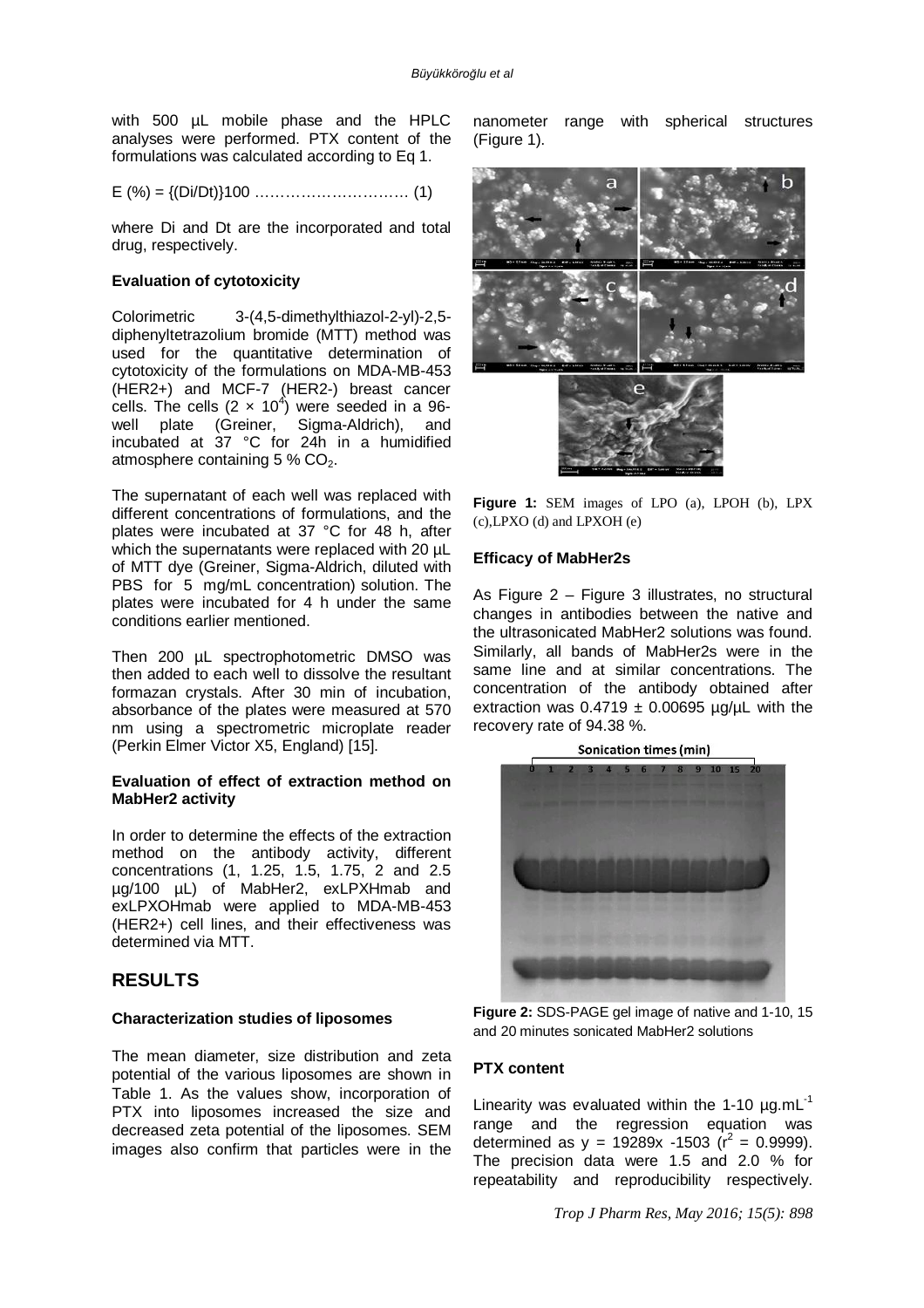with 500 µL mobile phase and the HPLC analyses were performed. PTX content of the formulations was calculated according to Eq 1.

E (%) = {(Di/Dt)}100 ………………………… (1)

where Di and Dt are the incorporated and total drug, respectively.

**Evaluation of cytotoxicity**

Colorimetric 3-(4,5-dimethylthiazol-2-yl)-2,5-diphenyltetrazolium bromide (MTT) method was used for the quantitative determination of cytotoxicity of the formulations on MDA-MB-453 (HER2+) and MCF-7 (HER2-) breast cancer cells. The cells ($2 \times 10^4$) were seeded in a 96-well plate (Greiner, Sigma-Aldrich), and incubated at 37 °C for 24h in a humidified atmosphere containing 5 % $CO_2$.

The supernatant of each well was replaced with different concentrations of formulations, and the plates were incubated at 37 °C for 48 h, after which the supernatants were replaced with 20 µL of MTT dye (Greiner, Sigma-Aldrich, diluted with PBS for 5 mg/mL concentration) solution. The plates were incubated for 4 h under the same conditions earlier mentioned.

Then 200 µL spectrophotometric DMSO was then added to each well to dissolve the resultant formazan crystals. After 30 min of incubation, absorbance of the plates were measured at 570 nm using a spectrometric microplate reader (Perkin Elmer Victor X5, England) [15].

**Evaluation of effect of extraction method on MabHer2 activity**

In order to determine the effects of the extraction method on the antibody activity, different concentrations (1, 1.25, 1.5, 1.75, 2 and 2.5 µg/100 µL) of MabHer2, exLPXHmab and exLPXOHmab were applied to MDA-MB-453 (HER2+) cell lines, and their effectiveness was determined via MTT.

## RESULTS

**Characterization studies of liposomes**

The mean diameter, size distribution and zeta potential of the various liposomes are shown in Table 1. As the values show, incorporation of PTX into liposomes increased the size and decreased zeta potential of the liposomes. SEM images also confirm that particles were in the nanometer range with spherical structures (Figure 1).

**Figure 1:** SEM images of LPO (a), LPOH (b), LPX (c),LPXO (d) and LPXOH (e)

**Efficacy of MabHer2s**

As Figure 2 – Figure 3 illustrates, no structural changes in antibodies between the native and the ultrasonicated MabHer2 solutions was found. Similarly, all bands of MabHer2s were in the same line and at similar concentrations. The concentration of the antibody obtained after extraction was 0.4719 ± 0.00695 µg/µL with the recovery rate of 94.38 %.

**Figure 2:** SDS-PAGE gel image of native and 1-10, 15 and 20 minutes sonicated MabHer2 solutions

**PTX content**

Linearity was evaluated within the 1-10 µg.mL$^{-1}$ range and the regression equation was determined as $y = 19289x - 1503$ ($r^2 = 0.9999$). The precision data were 1.5 and 2.0 % for repeatability and reproducibility respectively.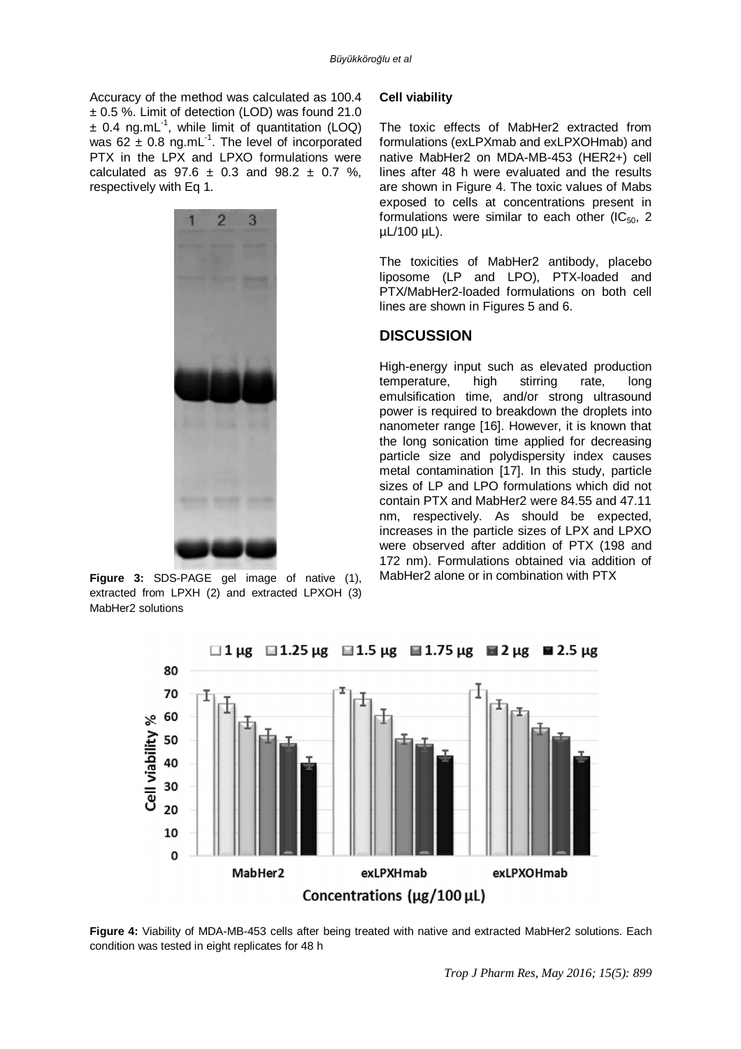Accuracy of the method was calculated as 100.4 ± 0.5 %. Limit of detection (LOD) was found 21.0 ± 0.4 ng.mL$^{-1}$, while limit of quantitation (LOQ) was 62 ± 0.8 ng.mL$^{-1}$. The level of incorporated PTX in the LPX and LPXO formulations were calculated as 97.6 ± 0.3 and 98.2 ± 0.7 %, respectively with Eq 1.

**Figure 3:** SDS-PAGE gel image of native (1), extracted from LPXH (2) and extracted LPXOH (3) MabHer2 solutions

**Cell viability**

The toxic effects of MabHer2 extracted from formulations (exLPXmab and exLPXOHmab) and native MabHer2 on MDA-MB-453 (HER2+) cell lines after 48 h were evaluated and the results are shown in Figure 4. The toxic values of Mabs exposed to cells at concentrations present in formulations were similar to each other ($IC_{50}$, 2 µL/100 µL).

The toxicities of MabHer2 antibody, placebo liposome (LP and LPO), PTX-loaded and PTX/MabHer2-loaded formulations on both cell lines are shown in Figures 5 and 6.

## DISCUSSION

High-energy input such as elevated production temperature, high stirring rate, long emulsification time, and/or strong ultrasound power is required to breakdown the droplets into nanometer range [16]. However, it is known that the long sonication time applied for decreasing particle size and polydispersity index causes metal contamination [17]. In this study, particle sizes of LP and LPO formulations which did not contain PTX and MabHer2 were 84.55 and 47.11 nm, respectively. As should be expected, increases in the particle sizes of LPX and LPXO were observed after addition of PTX (198 and 172 nm). Formulations obtained via addition of MabHer2 alone or in combination with PTX

**Figure 4:** Viability of MDA-MB-453 cells after being treated with native and extracted MabHer2 solutions. Each condition was tested in eight replicates for 48 h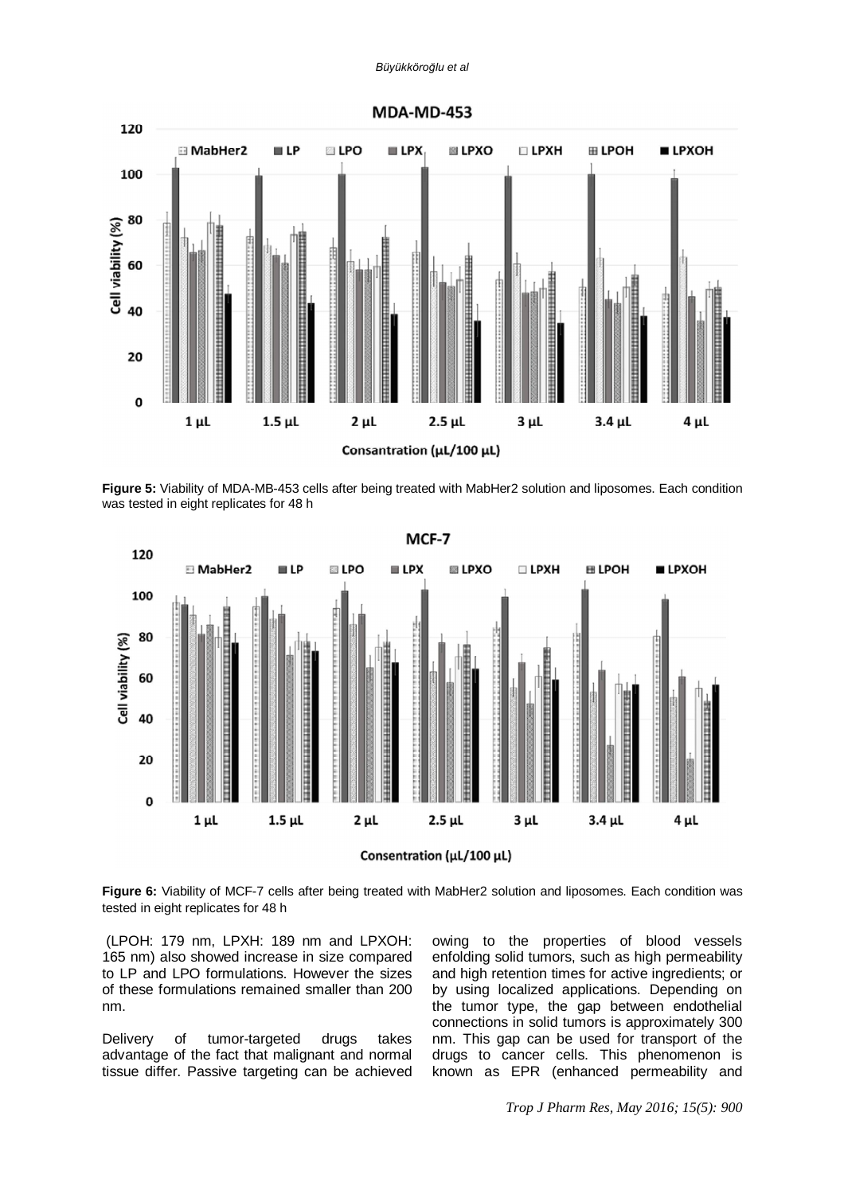**Figure 5:** Viability of MDA-MB-453 cells after being treated with MabHer2 solution and liposomes. Each condition was tested in eight replicates for 48 h

**Figure 6:** Viability of MCF-7 cells after being treated with MabHer2 solution and liposomes. Each condition was tested in eight replicates for 48 h

(LPOH: 179 nm, LPXH: 189 nm and LPXOH: 165 nm) also showed increase in size compared to LP and LPO formulations. However the sizes of these formulations remained smaller than 200 nm.

Delivery of tumor-targeted drugs takes advantage of the fact that malignant and normal tissue differ. Passive targeting can be achieved owing to the properties of blood vessels enfolding solid tumors, such as high permeability and high retention times for active ingredients; or by using localized applications. Depending on the tumor type, the gap between endothelial connections in solid tumors is approximately 300 nm. This gap can be used for transport of the drugs to cancer cells. This phenomenon is known as EPR (enhanced permeability and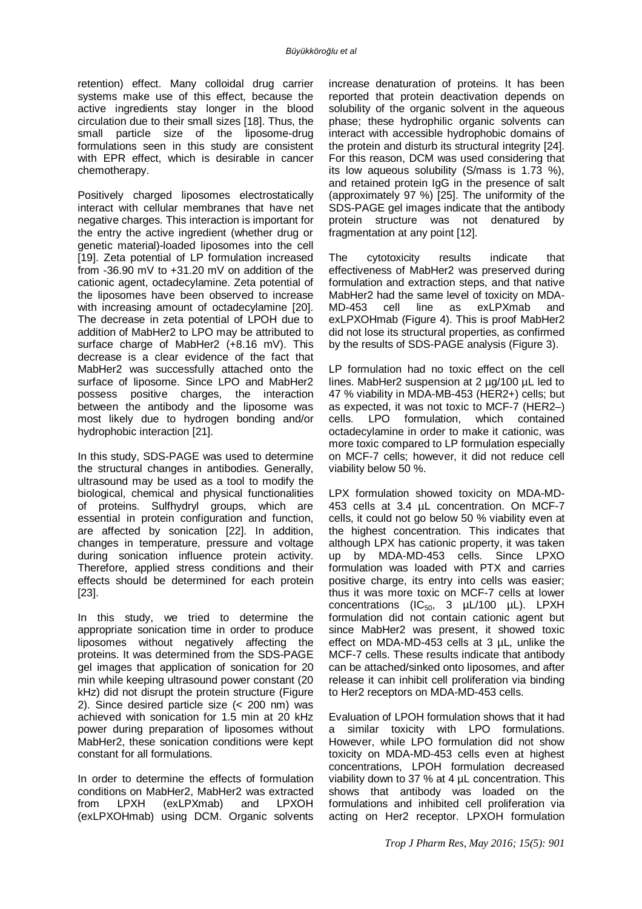retention) effect. Many colloidal drug carrier systems make use of this effect, because the active ingredients stay longer in the blood circulation due to their small sizes [18]. Thus, the small particle size of the liposome-drug formulations seen in this study are consistent with EPR effect, which is desirable in cancer chemotherapy.

Positively charged liposomes electrostatically interact with cellular membranes that have net negative charges. This interaction is important for the entry the active ingredient (whether drug or genetic material)-loaded liposomes into the cell [19]. Zeta potential of LP formulation increased from -36.90 mV to +31.20 mV on addition of the cationic agent, octadecylamine. Zeta potential of the liposomes have been observed to increase with increasing amount of octadecylamine [20]. The decrease in zeta potential of LPOH due to addition of MabHer2 to LPO may be attributed to surface charge of MabHer2 (+8.16 mV). This decrease is a clear evidence of the fact that MabHer2 was successfully attached onto the surface of liposome. Since LPO and MabHer2 possess positive charges, the interaction between the antibody and the liposome was most likely due to hydrogen bonding and/or hydrophobic interaction [21].

In this study, SDS-PAGE was used to determine the structural changes in antibodies. Generally, ultrasound may be used as a tool to modify the biological, chemical and physical functionalities of proteins. Sulfhydryl groups, which are essential in protein configuration and function, are affected by sonication [22]. In addition, changes in temperature, pressure and voltage during sonication influence protein activity. Therefore, applied stress conditions and their effects should be determined for each protein [23].

In this study, we tried to determine the appropriate sonication time in order to produce liposomes without negatively affecting the proteins. It was determined from the SDS-PAGE gel images that application of sonication for 20 min while keeping ultrasound power constant (20 kHz) did not disrupt the protein structure (Figure 2). Since desired particle size (< 200 nm) was achieved with sonication for 1.5 min at 20 kHz power during preparation of liposomes without MabHer2, these sonication conditions were kept constant for all formulations.

In order to determine the effects of formulation conditions on MabHer2, MabHer2 was extracted from LPXH (exLPXmab) and LPXOH (exLPXOHmab) using DCM. Organic solvents increase denaturation of proteins. It has been reported that protein deactivation depends on solubility of the organic solvent in the aqueous phase; these hydrophilic organic solvents can interact with accessible hydrophobic domains of the protein and disturb its structural integrity [24]. For this reason, DCM was used considering that its low aqueous solubility (S/mass is 1.73 %), and retained protein IgG in the presence of salt (approximately 97 %) [25]. The uniformity of the SDS-PAGE gel images indicate that the antibody protein structure was not denatured by fragmentation at any point [12].

The cytotoxicity results indicate that effectiveness of MabHer2 was preserved during formulation and extraction steps, and that native MabHer2 had the same level of toxicity on MDA-MD-453 cell line as exLPXmab and exLPXOHmab (Figure 4). This is proof MabHer2 did not lose its structural properties, as confirmed by the results of SDS-PAGE analysis (Figure 3).

LP formulation had no toxic effect on the cell lines. MabHer2 suspension at 2 µg/100 µL led to 47 % viability in MDA-MB-453 (HER2+) cells; but as expected, it was not toxic to MCF-7 (HER2–) cells. LPO formulation, which contained octadecylamine in order to make it cationic, was more toxic compared to LP formulation especially on MCF-7 cells; however, it did not reduce cell viability below 50 %.

LPX formulation showed toxicity on MDA-MD-453 cells at 3.4 µL concentration. On MCF-7 cells, it could not go below 50 % viability even at the highest concentration. This indicates that although LPX has cationic property, it was taken up by MDA-MD-453 cells. Since LPXO formulation was loaded with PTX and carries positive charge, its entry into cells was easier; thus it was more toxic on MCF-7 cells at lower concentrations ($IC_{50}$, 3 µL/100 µL). LPXH formulation did not contain cationic agent but since MabHer2 was present, it showed toxic effect on MDA-MD-453 cells at 3 µL, unlike the MCF-7 cells. These results indicate that antibody can be attached/sinked onto liposomes, and after release it can inhibit cell proliferation via binding to Her2 receptors on MDA-MD-453 cells.

Evaluation of LPOH formulation shows that it had a similar toxicity with LPO formulations. However, while LPO formulation did not show toxicity on MDA-MD-453 cells even at highest concentrations, LPOH formulation decreased viability down to 37 % at 4 µL concentration. This shows that antibody was loaded on the formulations and inhibited cell proliferation via acting on Her2 receptor. LPXOH formulation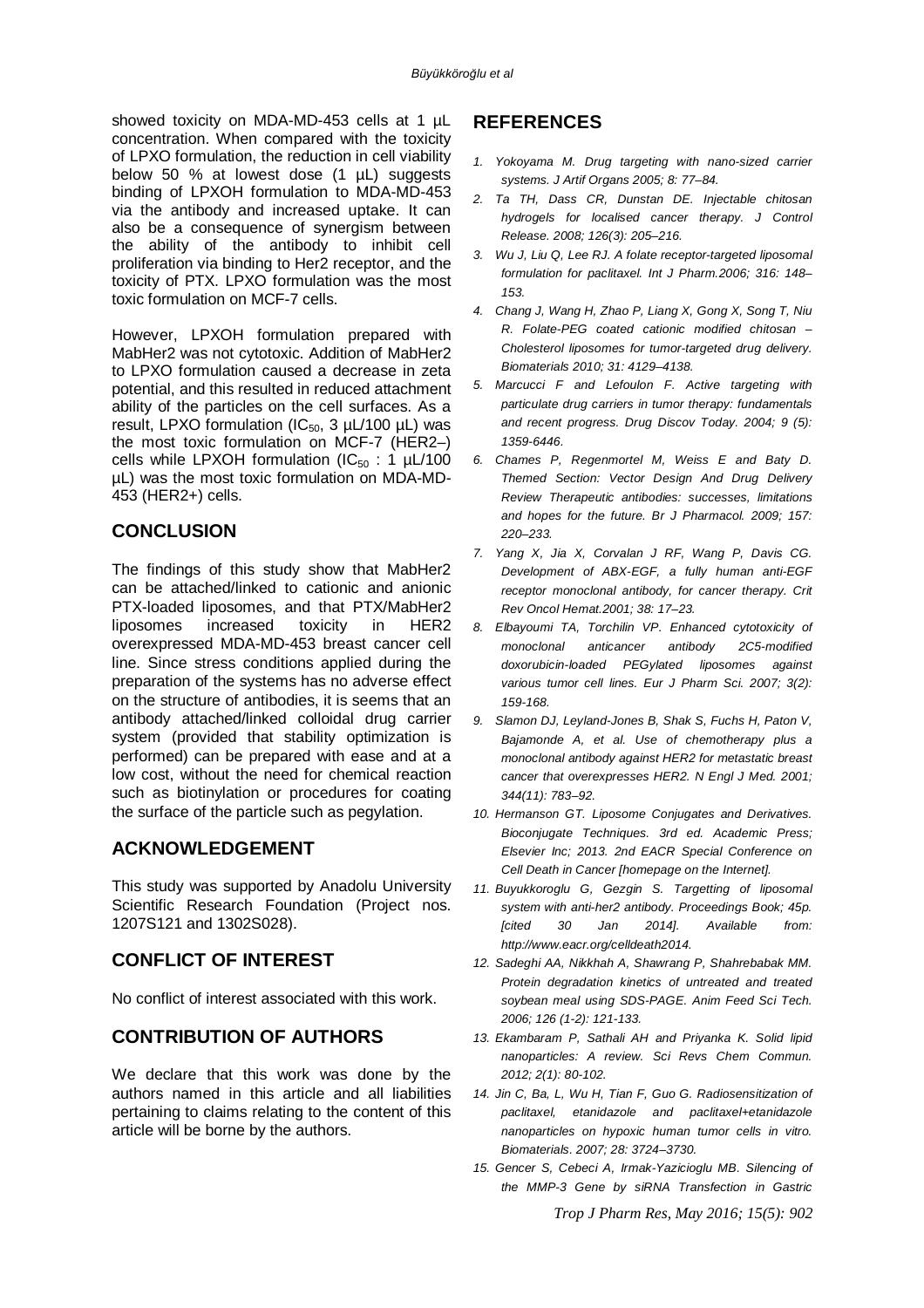showed toxicity on MDA-MD-453 cells at 1 µL concentration. When compared with the toxicity of LPXO formulation, the reduction in cell viability below 50 % at lowest dose (1 µL) suggests binding of LPXOH formulation to MDA-MD-453 via the antibody and increased uptake. It can also be a consequence of synergism between the ability of the antibody to inhibit cell proliferation via binding to Her2 receptor, and the toxicity of PTX. LPXO formulation was the most toxic formulation on MCF-7 cells.

However, LPXOH formulation prepared with MabHer2 was not cytotoxic. Addition of MabHer2 to LPXO formulation caused a decrease in zeta potential, and this resulted in reduced attachment ability of the particles on the cell surfaces. As a result, LPXO formulation ($IC_{50}$, 3 µL/100 µL) was the most toxic formulation on MCF-7 (HER2–) cells while LPXOH formulation ($IC_{50}$ : 1 µL/100 µL) was the most toxic formulation on MDA-MD-453 (HER2+) cells.

## CONCLUSION

The findings of this study show that MabHer2 can be attached/linked to cationic and anionic PTX-loaded liposomes, and that PTX/MabHer2 liposomes increased toxicity in HER2 overexpressed MDA-MD-453 breast cancer cell line. Since stress conditions applied during the preparation of the systems has no adverse effect on the structure of antibodies, it is seems that an antibody attached/linked colloidal drug carrier system (provided that stability optimization is performed) can be prepared with ease and at a low cost, without the need for chemical reaction such as biotinylation or procedures for coating the surface of the particle such as pegylation.

## ACKNOWLEDGEMENT

This study was supported by Anadolu University Scientific Research Foundation (Project nos. 1207S121 and 1302S028).

## CONFLICT OF INTEREST

No conflict of interest associated with this work.

## CONTRIBUTION OF AUTHORS

We declare that this work was done by the authors named in this article and all liabilities pertaining to claims relating to the content of this article will be borne by the authors.

## REFERENCES

1. *Yokoyama M. Drug targeting with nano-sized carrier systems. J Artif Organs 2005; 8: 77–84.*
2. *Ta TH, Dass CR, Dunstan DE. Injectable chitosan hydrogels for localised cancer therapy. J Control Release. 2008; 126(3): 205–216.*
3. *Wu J, Liu Q, Lee RJ. A folate receptor-targeted liposomal formulation for paclitaxel. Int J Pharm.2006; 316: 148–153.*
4. *Chang J, Wang H, Zhao P, Liang X, Gong X, Song T, Niu R. Folate-PEG coated cationic modified chitosan – Cholesterol liposomes for tumor-targeted drug delivery. Biomaterials 2010; 31: 4129–4138.*
5. *Marcucci F and Lefoulon F. Active targeting with particulate drug carriers in tumor therapy: fundamentals and recent progress. Drug Discov Today. 2004; 9 (5): 1359-6446.*
6. *Chames P, Regenmortel M, Weiss E and Baty D. Themed Section: Vector Design And Drug Delivery Review Therapeutic antibodies: successes, limitations and hopes for the future. Br J Pharmacol. 2009; 157: 220–233.*
7. *Yang X, Jia X, Corvalan J RF, Wang P, Davis CG. Development of ABX-EGF, a fully human anti-EGF receptor monoclonal antibody, for cancer therapy. Crit Rev Oncol Hemat.2001; 38: 17–23.*
8. *Elbayoumi TA, Torchilin VP. Enhanced cytotoxicity of monoclonal anticancer antibody 2C5-modified doxorubicin-loaded PEGylated liposomes against various tumor cell lines. Eur J Pharm Sci. 2007; 3(2): 159-168.*
9. *Slamon DJ, Leyland-Jones B, Shak S, Fuchs H, Paton V, Bajamonde A, et al. Use of chemotherapy plus a monoclonal antibody against HER2 for metastatic breast cancer that overexpresses HER2. N Engl J Med. 2001; 344(11): 783–92.*
10. *Hermanson GT. Liposome Conjugates and Derivatives. Bioconjugate Techniques. 3rd ed. Academic Press; Elsevier Inc; 2013. 2nd EACR Special Conference on Cell Death in Cancer [homepage on the Internet].*
11. *Buyukkoroglu G, Gezgin S. Targetting of liposomal system with anti-her2 antibody. Proceedings Book; 45p. [cited 30 Jan 2014]. Available from: http://www.eacr.org/celldeath2014.*
12. *Sadeghi AA, Nikkhah A, Shawrang P, Shahrebabak MM. Protein degradation kinetics of untreated and treated soybean meal using SDS-PAGE. Anim Feed Sci Tech. 2006; 126 (1-2): 121-133.*
13. *Ekambaram P, Sathali AH and Priyanka K. Solid lipid nanoparticles: A review. Sci Revs Chem Commun. 2012; 2(1): 80-102.*
14. *Jin C, Ba, L, Wu H, Tian F, Guo G. Radiosensitization of paclitaxel, etanidazole and paclitaxel+etanidazole nanoparticles on hypoxic human tumor cells in vitro. Biomaterials. 2007; 28: 3724–3730.*
15. *Gencer S, Cebeci A, Irmak-Yazicioglu MB. Silencing of the MMP-3 Gene by siRNA Transfection in Gastric*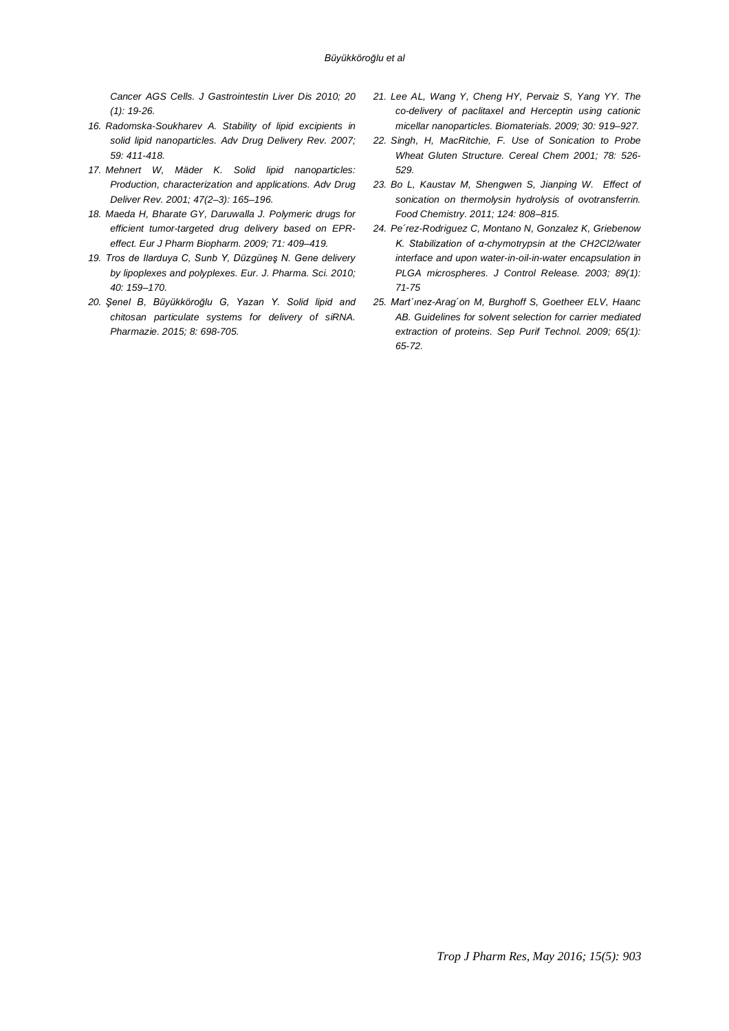Cancer AGS Cells. J Gastrointestin Liver Dis 2010; 20 (1): 19-26.

16. Radomska-Soukharev A. Stability of lipid excipients in solid lipid nanoparticles. Adv Drug Delivery Rev. 2007; 59: 411-418.
17. Mehnert W, Mäder K. Solid lipid nanoparticles: Production, characterization and applications. Adv Drug Deliver Rev. 2001; 47(2–3): 165–196.
18. Maeda H, Bharate GY, Daruwalla J. Polymeric drugs for efficient tumor-targeted drug delivery based on EPR-effect. Eur J Pharm Biopharm. 2009; 71: 409–419.
19. Tros de Ilarduya C, Sunb Y, Düzgüneş N. Gene delivery by lipoplexes and polyplexes. Eur. J. Pharma. Sci. 2010; 40: 159–170.
20. Şenel B, Büyükköroğlu G, Yazan Y. Solid lipid and chitosan particulate systems for delivery of siRNA. Pharmazie. 2015; 8: 698-705.
21. Lee AL, Wang Y, Cheng HY, Pervaiz S, Yang YY. The co-delivery of paclitaxel and Herceptin using cationic micellar nanoparticles. Biomaterials. 2009; 30: 919–927.
22. Singh, H, MacRitchie, F. Use of Sonication to Probe Wheat Gluten Structure. Cereal Chem 2001; 78: 526-529.
23. Bo L, Kaustav M, Shengwen S, Jianping W. Effect of sonication on thermolysin hydrolysis of ovotransferrin. Food Chemistry. 2011; 124: 808–815.
24. Pe´rez-Rodriguez C, Montano N, Gonzalez K, Griebenow K. Stabilization of α-chymotrypsin at the $CH_2Cl_2$/water interface and upon water-in-oil-in-water encapsulation in PLGA microspheres. J Control Release. 2003; 89(1): 71-75
25. Mart´ınez-Arag´on M, Burghoff S, Goetheer ELV, Haanc AB. Guidelines for solvent selection for carrier mediated extraction of proteins. Sep Purif Technol. 2009; 65(1): 65-72.